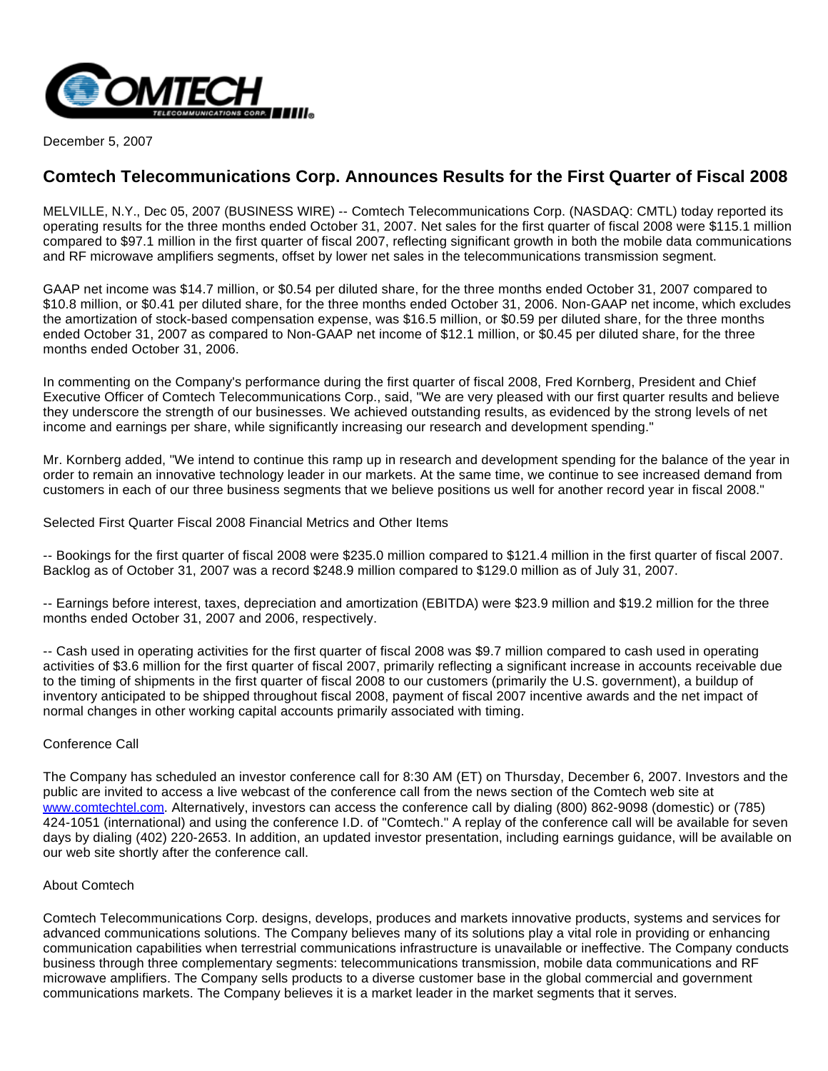December 5, 2007

# Comtech Telecommunications Corp. Announces Results for the First Quarter of Fiscal 2008

MELVILLE, N.Y., Dec 05, 2007 (BUSINESS WIRE) -- Comtech Telecommunications Corp. (NASDAQ: CMTL) today reported its operating results for the three months ended October 31, 2007. Net sales for the first quarter of fiscal 2008 were $115.1 million compared to $97.1 million in the first quarter of fiscal 2007, reflecting significant growth in both the mobile data communications and RF microwave amplifiers segments, offset by lower net sales in the telecommunications transmission segment.

GAAP net income was $14.7 million, or $0.54 per diluted share, for the three months ended October 31, 2007 compared to $10.8 million, or $0.41 per diluted share, for the three months ended October 31, 2006. Non-GAAP net income, which excludes the amortization of stock-based compensation expense, was $16.5 million, or $0.59 per diluted share, for the three months ended October 31, 2007 as compared to Non-GAAP net income of $12.1 million, or $0.45 per diluted share, for the three months ended October 31, 2006.

In commenting on the Company's performance during the first quarter of fiscal 2008, Fred Kornberg, President and Chief Executive Officer of Comtech Telecommunications Corp., said, "We are very pleased with our first quarter results and believe they underscore the strength of our businesses. We achieved outstanding results, as evidenced by the strong levels of net income and earnings per share, while significantly increasing our research and development spending."

Mr. Kornberg added, "We intend to continue this ramp up in research and development spending for the balance of the year in order to remain an innovative technology leader in our markets. At the same time, we continue to see increased demand from customers in each of our three business segments that we believe positions us well for another record year in fiscal 2008."

Selected First Quarter Fiscal 2008 Financial Metrics and Other Items

-- Bookings for the first quarter of fiscal 2008 were $235.0 million compared to $121.4 million in the first quarter of fiscal 2007. Backlog as of October 31, 2007 was a record $248.9 million compared to $129.0 million as of July 31, 2007.

-- Earnings before interest, taxes, depreciation and amortization (EBITDA) were $23.9 million and $19.2 million for the three months ended October 31, 2007 and 2006, respectively.

-- Cash used in operating activities for the first quarter of fiscal 2008 was $9.7 million compared to cash used in operating activities of $3.6 million for the first quarter of fiscal 2007, primarily reflecting a significant increase in accounts receivable due to the timing of shipments in the first quarter of fiscal 2008 to our customers (primarily the U.S. government), a buildup of inventory anticipated to be shipped throughout fiscal 2008, payment of fiscal 2007 incentive awards and the net impact of normal changes in other working capital accounts primarily associated with timing.

Conference Call

The Company has scheduled an investor conference call for 8:30 AM (ET) on Thursday, December 6, 2007. Investors and the public are invited to access a live webcast of the conference call from the news section of the Comtech web site at www.comtechtel.com. Alternatively, investors can access the conference call by dialing (800) 862-9098 (domestic) or (785) 424-1051 (international) and using the conference I.D. of "Comtech." A replay of the conference call will be available for seven days by dialing (402) 220-2653. In addition, an updated investor presentation, including earnings guidance, will be available on our web site shortly after the conference call.

About Comtech

Comtech Telecommunications Corp. designs, develops, produces and markets innovative products, systems and services for advanced communications solutions. The Company believes many of its solutions play a vital role in providing or enhancing communication capabilities when terrestrial communications infrastructure is unavailable or ineffective. The Company conducts business through three complementary segments: telecommunications transmission, mobile data communications and RF microwave amplifiers. The Company sells products to a diverse customer base in the global commercial and government communications markets. The Company believes it is a market leader in the market segments that it serves.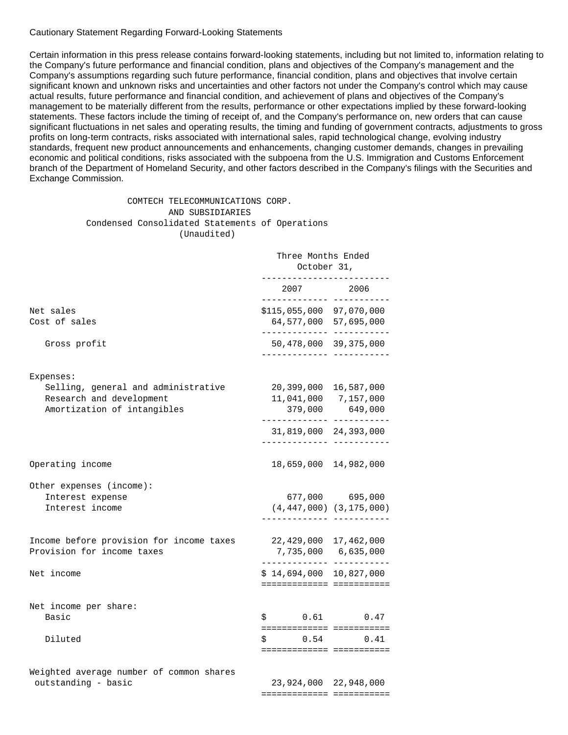Cautionary Statement Regarding Forward-Looking Statements

Certain information in this press release contains forward-looking statements, including but not limited to, information relating to the Company's future performance and financial condition, plans and objectives of the Company's management and the Company's assumptions regarding such future performance, financial condition, plans and objectives that involve certain significant known and unknown risks and uncertainties and other factors not under the Company's control which may cause actual results, future performance and financial condition, and achievement of plans and objectives of the Company's management to be materially different from the results, performance or other expectations implied by these forward-looking statements. These factors include the timing of receipt of, and the Company's performance on, new orders that can cause significant fluctuations in net sales and operating results, the timing and funding of government contracts, adjustments to gross profits on long-term contracts, risks associated with international sales, rapid technological change, evolving industry standards, frequent new product announcements and enhancements, changing customer demands, changes in prevailing economic and political conditions, risks associated with the subpoena from the U.S. Immigration and Customs Enforcement branch of the Department of Homeland Security, and other factors described in the Company's filings with the Securities and Exchange Commission.

COMTECH TELECOMMUNICATIONS CORP.
AND SUBSIDIARIES
Condensed Consolidated Statements of Operations
(Unaudited)

| | Three Months Ended October 31, | |
|---|---|---|
| | 2007 | 2006 |
| Net sales | $115,055,000 | 97,070,000 |
| Cost of sales | 64,577,000 | 57,695,000 |
| Gross profit | 50,478,000 | 39,375,000 |
| Expenses: | | |
| Selling, general and administrative | 20,399,000 | 16,587,000 |
| Research and development | 11,041,000 | 7,157,000 |
| Amortization of intangibles | 379,000 | 649,000 |
| | 31,819,000 | 24,393,000 |
| Operating income | 18,659,000 | 14,982,000 |
| Other expenses (income): | | |
| Interest expense | 677,000 | 695,000 |
| Interest income | (4,447,000) | (3,175,000) |
| Income before provision for income taxes | 22,429,000 | 17,462,000 |
| Provision for income taxes | 7,735,000 | 6,635,000 |
| Net income | $ 14,694,000 | 10,827,000 |
| Net income per share: | | |
| Basic | $ 0.61 | 0.47 |
| Diluted | $ 0.54 | 0.41 |
| Weighted average number of common shares outstanding - basic | 23,924,000 | 22,948,000 |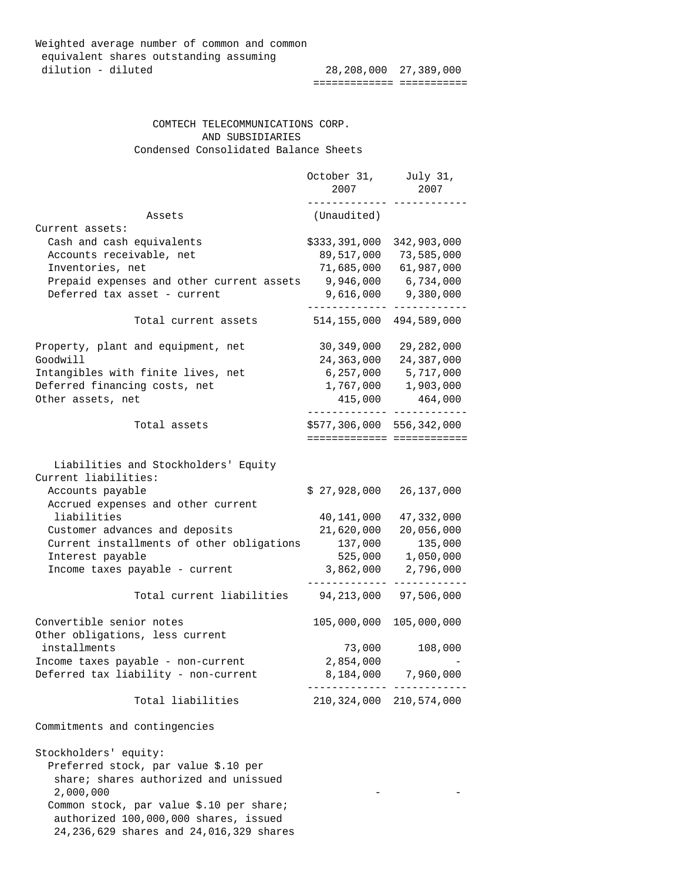| | | |
|---|---|---|
| Weighted average number of common and common equivalent shares outstanding assuming dilution - diluted | 28,208,000 | 27,389,000 |

COMTECH TELECOMMUNICATIONS CORP.
AND SUBSIDIARIES
Condensed Consolidated Balance Sheets

| | October 31, 2007 | July 31, 2007 |
|---|---|---|
| **Assets** | (Unaudited) | |
| Current assets: | | |
| Cash and cash equivalents | $333,391,000 | 342,903,000 |
| Accounts receivable, net | 89,517,000 | 73,585,000 |
| Inventories, net | 71,685,000 | 61,987,000 |
| Prepaid expenses and other current assets | 9,946,000 | 6,734,000 |
| Deferred tax asset - current | 9,616,000 | 9,380,000 |
| Total current assets | 514,155,000 | 494,589,000 |
| Property, plant and equipment, net | 30,349,000 | 29,282,000 |
| Goodwill | 24,363,000 | 24,387,000 |
| Intangibles with finite lives, net | 6,257,000 | 5,717,000 |
| Deferred financing costs, net | 1,767,000 | 1,903,000 |
| Other assets, net | 415,000 | 464,000 |
| Total assets | $577,306,000 | 556,342,000 |
| **Liabilities and Stockholders' Equity** | | |
| Current liabilities: | | |
| Accounts payable | $ 27,928,000 | 26,137,000 |
| Accrued expenses and other current liabilities | 40,141,000 | 47,332,000 |
| Customer advances and deposits | 21,620,000 | 20,056,000 |
| Current installments of other obligations | 137,000 | 135,000 |
| Interest payable | 525,000 | 1,050,000 |
| Income taxes payable - current | 3,862,000 | 2,796,000 |
| Total current liabilities | 94,213,000 | 97,506,000 |
| Convertible senior notes | 105,000,000 | 105,000,000 |
| Other obligations, less current installments | 73,000 | 108,000 |
| Income taxes payable - non-current | 2,854,000 | - |
| Deferred tax liability - non-current | 8,184,000 | 7,960,000 |
| Total liabilities | 210,324,000 | 210,574,000 |
| Commitments and contingencies | | |
| Stockholders' equity: | | |
| Preferred stock, par value $.10 per share; shares authorized and unissued 2,000,000 | - | - |
| Common stock, par value $.10 per share; authorized 100,000,000 shares, issued 24,236,629 shares and 24,016,329 shares | | |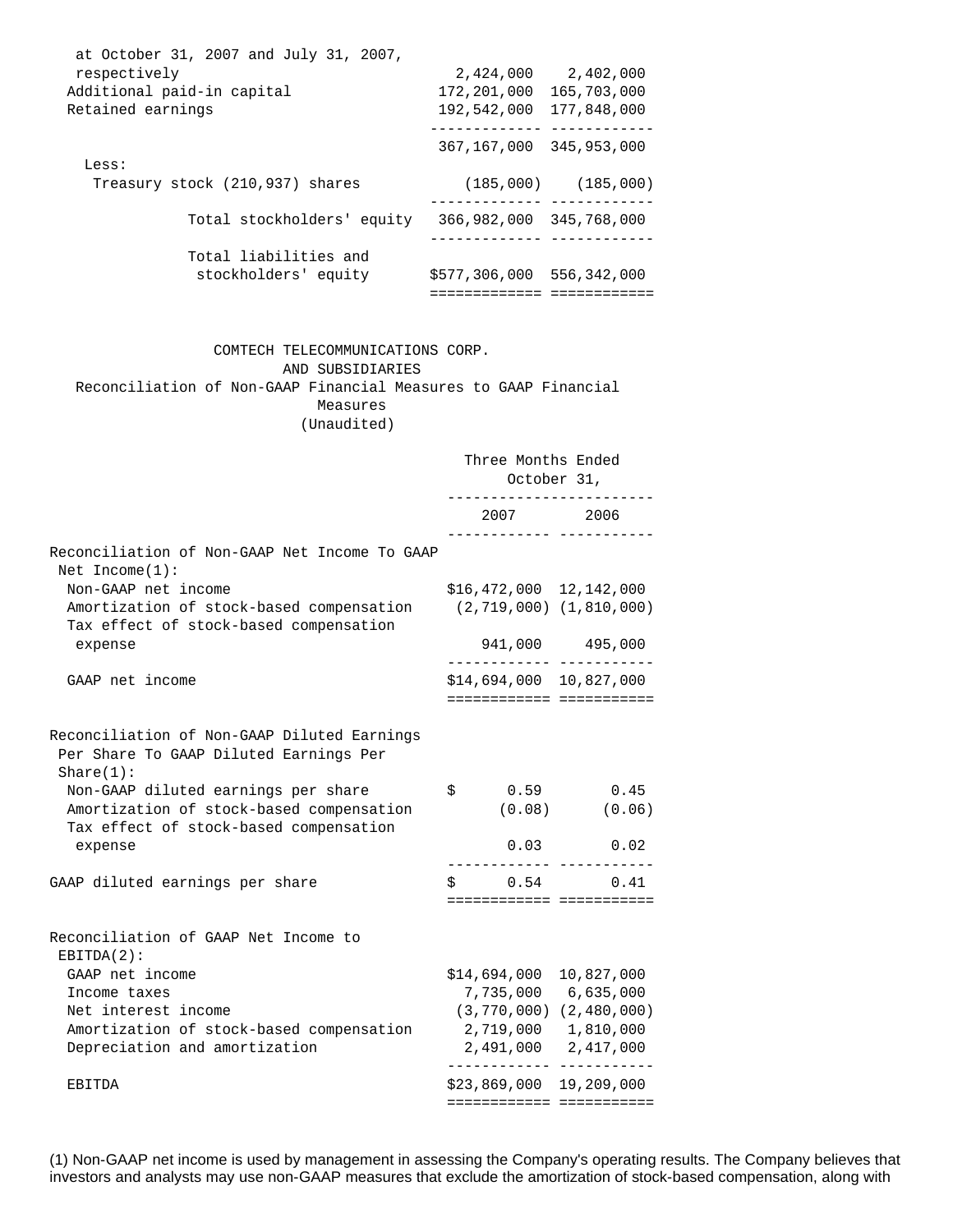| | | |
|---|---|---|
| at October 31, 2007 and July 31, 2007, respectively | 2,424,000 | 2,402,000 |
| Additional paid-in capital | 172,201,000 | 165,703,000 |
| Retained earnings | 192,542,000 | 177,848,000 |
| | 367,167,000 | 345,953,000 |
| Less: | | |
| Treasury stock (210,937) shares | (185,000) | (185,000) |
| Total stockholders' equity | 366,982,000 | 345,768,000 |
| Total liabilities and stockholders' equity | $577,306,000 | 556,342,000 |

COMTECH TELECOMMUNICATIONS CORP.
AND SUBSIDIARIES
Reconciliation of Non-GAAP Financial Measures to GAAP Financial Measures
(Unaudited)

| | Three Months Ended October 31, | |
|---|---|---|
| | 2007 | 2006 |
| **Reconciliation of Non-GAAP Net Income To GAAP Net Income(1):** | | |
| Non-GAAP net income | $16,472,000 | 12,142,000 |
| Amortization of stock-based compensation | (2,719,000) | (1,810,000) |
| Tax effect of stock-based compensation expense | 941,000 | 495,000 |
| GAAP net income | $14,694,000 | 10,827,000 |
| **Reconciliation of Non-GAAP Diluted Earnings Per Share To GAAP Diluted Earnings Per Share(1):** | | |
| Non-GAAP diluted earnings per share | $ 0.59 | 0.45 |
| Amortization of stock-based compensation | (0.08) | (0.06) |
| Tax effect of stock-based compensation expense | 0.03 | 0.02 |
| GAAP diluted earnings per share | $ 0.54 | 0.41 |
| **Reconciliation of GAAP Net Income to EBITDA(2):** | | |
| GAAP net income | $14,694,000 | 10,827,000 |
| Income taxes | 7,735,000 | 6,635,000 |
| Net interest income | (3,770,000) | (2,480,000) |
| Amortization of stock-based compensation | 2,719,000 | 1,810,000 |
| Depreciation and amortization | 2,491,000 | 2,417,000 |
| EBITDA | $23,869,000 | 19,209,000 |

(1) Non-GAAP net income is used by management in assessing the Company's operating results. The Company believes that investors and analysts may use non-GAAP measures that exclude the amortization of stock-based compensation, along with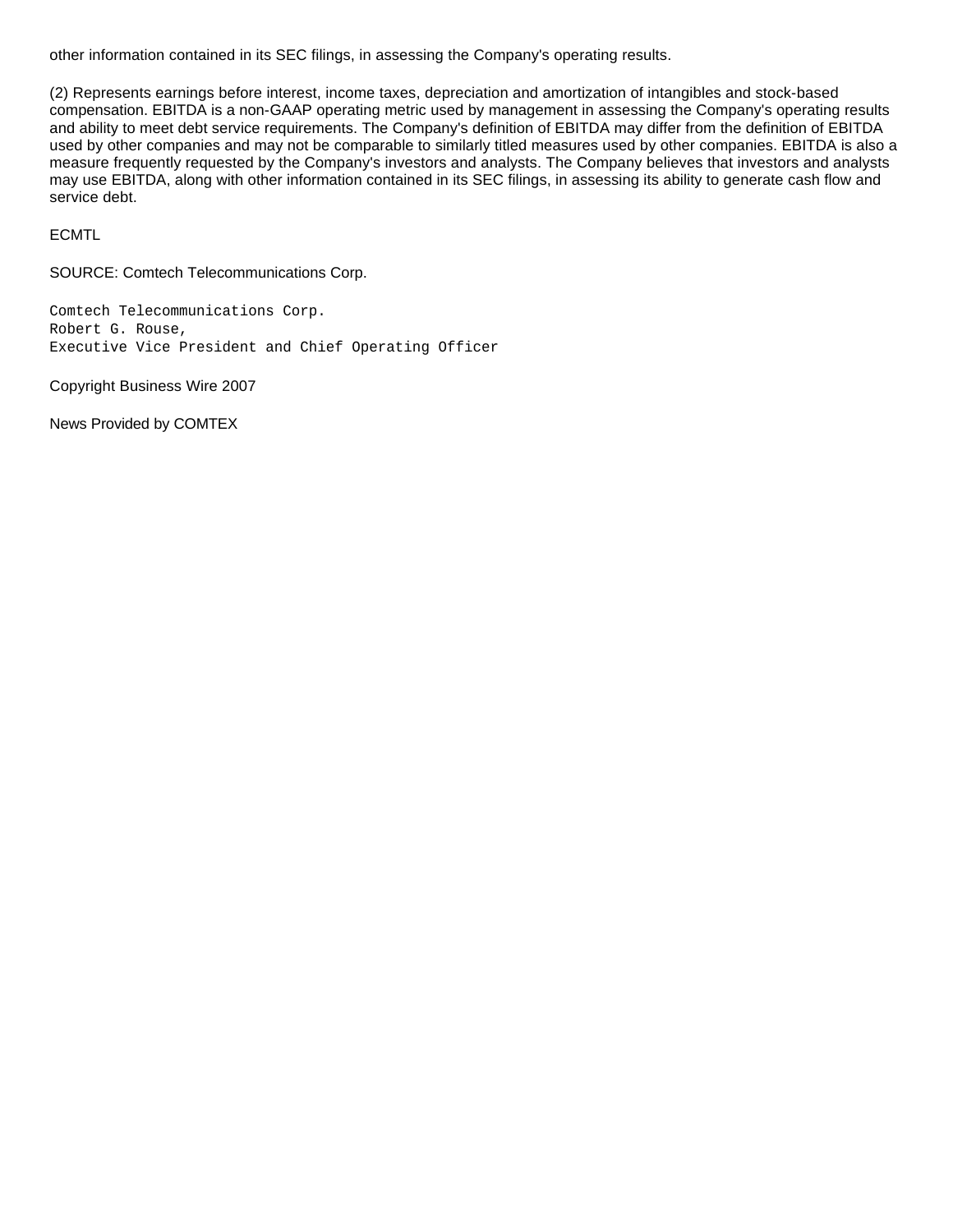other information contained in its SEC filings, in assessing the Company's operating results.

(2) Represents earnings before interest, income taxes, depreciation and amortization of intangibles and stock-based compensation. EBITDA is a non-GAAP operating metric used by management in assessing the Company's operating results and ability to meet debt service requirements. The Company's definition of EBITDA may differ from the definition of EBITDA used by other companies and may not be comparable to similarly titled measures used by other companies. EBITDA is also a measure frequently requested by the Company's investors and analysts. The Company believes that investors and analysts may use EBITDA, along with other information contained in its SEC filings, in assessing its ability to generate cash flow and service debt.

ECMTL

SOURCE: Comtech Telecommunications Corp.

```
Comtech Telecommunications Corp.
Robert G. Rouse,
Executive Vice President and Chief Operating Officer
```

Copyright Business Wire 2007

News Provided by COMTEX